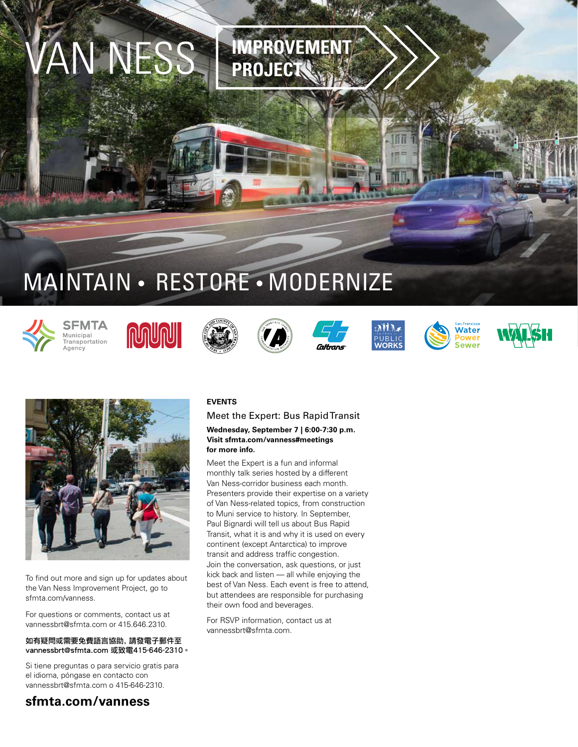# VAN NESS IMPROVEMENT PROJECT

## MAINTAIN • RESTORE • MODERNIZE

SFMTA Municipal Transportation Agency

### EVENTS

**Meet the Expert: Bus Rapid Transit**

**Wednesday, September 7 | 6:00-7:30 p.m.**
**Visit sfmta.com/vanness#meetings for more info.**

Meet the Expert is a fun and informal monthly talk series hosted by a different Van Ness-corridor business each month. Presenters provide their expertise on a variety of Van Ness-related topics, from construction to Muni service to history. In September, Paul Bignardi will tell us about Bus Rapid Transit, what it is and why it is used on every continent (except Antarctica) to improve transit and address traffic congestion. Join the conversation, ask questions, or just kick back and listen — all while enjoying the best of Van Ness. Each event is free to attend, but attendees are responsible for purchasing their own food and beverages.

For RSVP information, contact us at vannessbrt@sfmta.com.

To find out more and sign up for updates about the Van Ness Improvement Project, go to sfmta.com/vanness.

For questions or comments, contact us at vannessbrt@sfmta.com or 415.646.2310.

**如有疑問或需要免費語言協助，請發電子郵件至 vannessbrt@sfmta.com 或致電415-646-2310。**

Si tiene preguntas o para servicio gratis para el idioma, póngase en contacto con vannessbrt@sfmta.com o 415-646-2310.

**sfmta.com/vanness**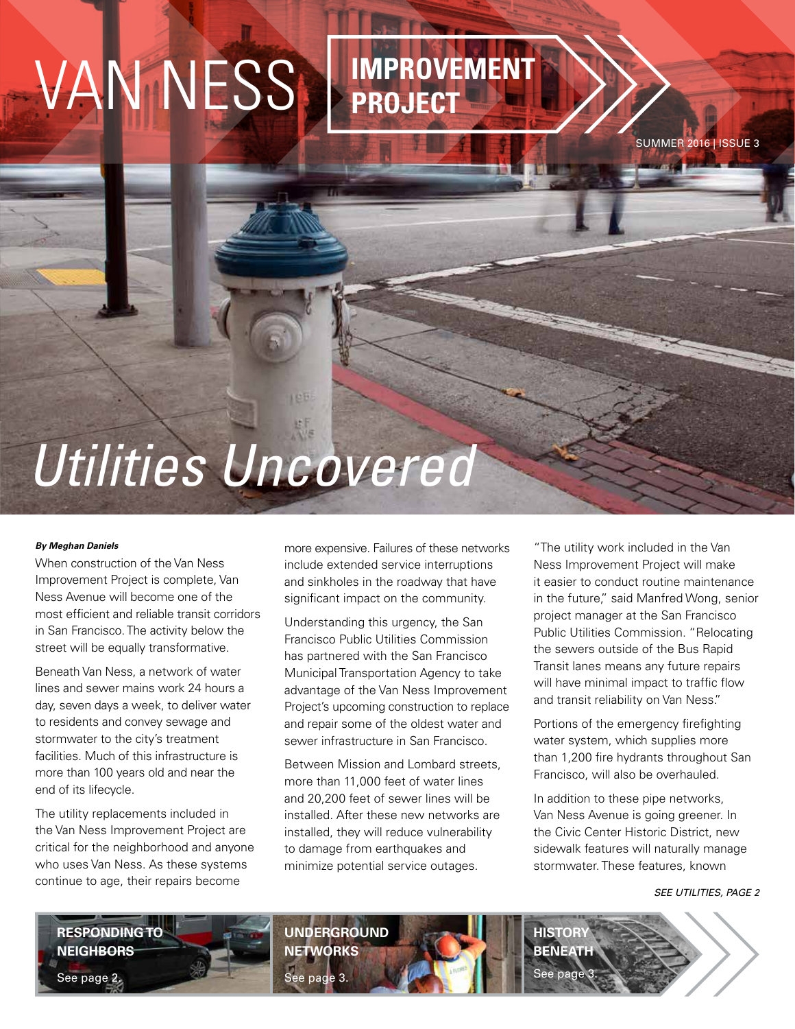# VAN NESS IMPROVEMENT PROJECT

SUMMER 2016 | ISSUE 3

# *Utilities Uncovered*

***By Meghan Daniels***

When construction of the Van Ness Improvement Project is complete, Van Ness Avenue will become one of the most efficient and reliable transit corridors in San Francisco. The activity below the street will be equally transformative.

Beneath Van Ness, a network of water lines and sewer mains work 24 hours a day, seven days a week, to deliver water to residents and convey sewage and stormwater to the city's treatment facilities. Much of this infrastructure is more than 100 years old and near the end of its lifecycle.

The utility replacements included in the Van Ness Improvement Project are critical for the neighborhood and anyone who uses Van Ness. As these systems continue to age, their repairs become more expensive. Failures of these networks include extended service interruptions and sinkholes in the roadway that have significant impact on the community.

Understanding this urgency, the San Francisco Public Utilities Commission has partnered with the San Francisco Municipal Transportation Agency to take advantage of the Van Ness Improvement Project's upcoming construction to replace and repair some of the oldest water and sewer infrastructure in San Francisco.

Between Mission and Lombard streets, more than 11,000 feet of water lines and 20,200 feet of sewer lines will be installed. After these new networks are installed, they will reduce vulnerability to damage from earthquakes and minimize potential service outages.

"The utility work included in the Van Ness Improvement Project will make it easier to conduct routine maintenance in the future," said Manfred Wong, senior project manager at the San Francisco Public Utilities Commission. "Relocating the sewers outside of the Bus Rapid Transit lanes means any future repairs will have minimal impact to traffic flow and transit reliability on Van Ness."

Portions of the emergency firefighting water system, which supplies more than 1,200 fire hydrants throughout San Francisco, will also be overhauled.

In addition to these pipe networks, Van Ness Avenue is going greener. In the Civic Center Historic District, new sidewalk features will naturally manage stormwater. These features, known

*SEE UTILITIES, PAGE 2*

**RESPONDING TO NEIGHBORS**
See page 2.

**UNDERGROUND NETWORKS**
See page 3.

**HISTORY BENEATH**
See page 3.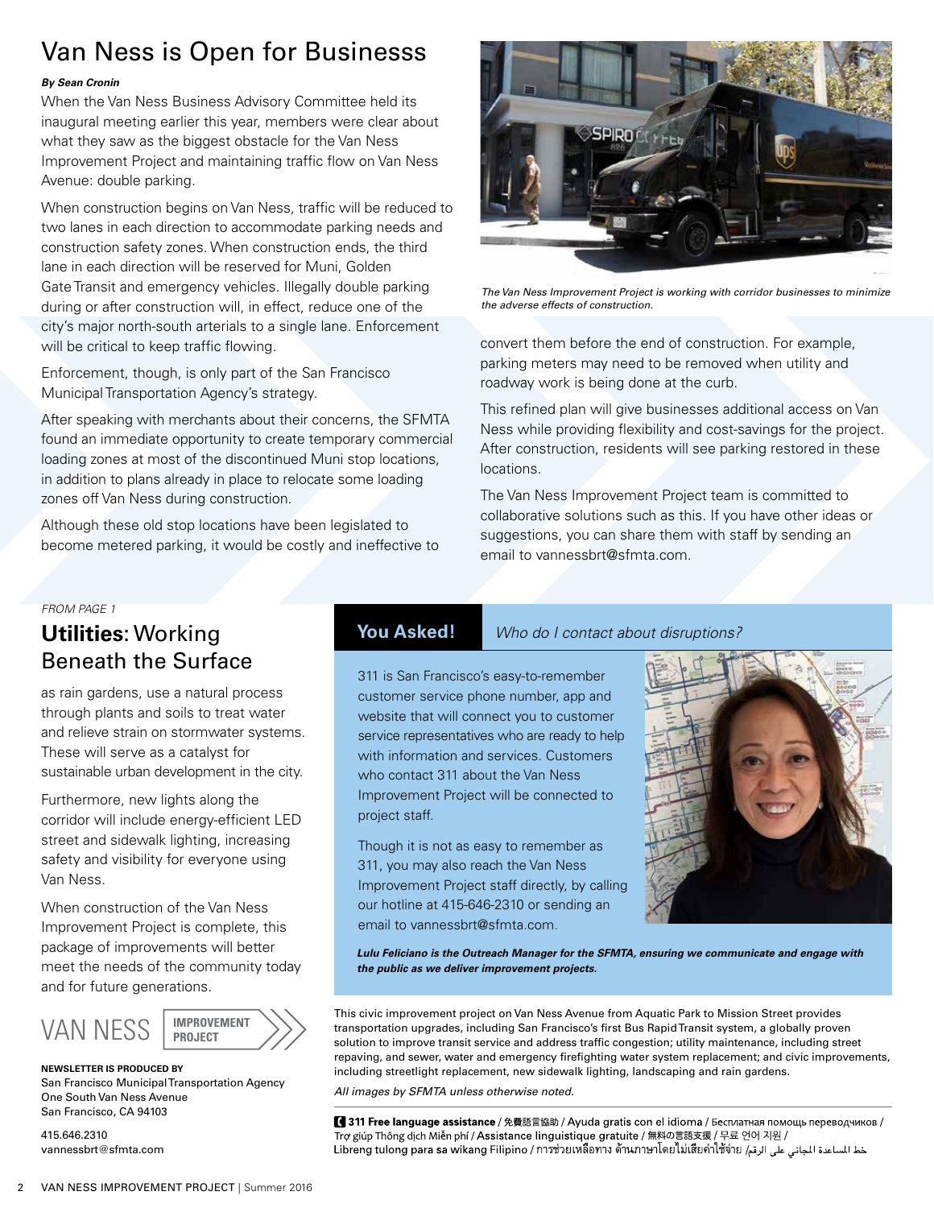# Van Ness is Open for Businesss

***By Sean Cronin***

When the Van Ness Business Advisory Committee held its inaugural meeting earlier this year, members were clear about what they saw as the biggest obstacle for the Van Ness Improvement Project and maintaining traffic flow on Van Ness Avenue: double parking.

When construction begins on Van Ness, traffic will be reduced to two lanes in each direction to accommodate parking needs and construction safety zones. When construction ends, the third lane in each direction will be reserved for Muni, Golden Gate Transit and emergency vehicles. Illegally double parking during or after construction will, in effect, reduce one of the city's major north-south arterials to a single lane. Enforcement will be critical to keep traffic flowing.

Enforcement, though, is only part of the San Francisco Municipal Transportation Agency's strategy.

After speaking with merchants about their concerns, the SFMTA found an immediate opportunity to create temporary commercial loading zones at most of the discontinued Muni stop locations, in addition to plans already in place to relocate some loading zones off Van Ness during construction.

Although these old stop locations have been legislated to become metered parking, it would be costly and ineffective to convert them before the end of construction. For example, parking meters may need to be removed when utility and roadway work is being done at the curb.

This refined plan will give businesses additional access on Van Ness while providing flexibility and cost-savings for the project. After construction, residents will see parking restored in these locations.

The Van Ness Improvement Project team is committed to collaborative solutions such as this. If you have other ideas or suggestions, you can share them with staff by sending an email to vannessbrt@sfmta.com.

*The Van Ness Improvement Project is working with corridor businesses to minimize the adverse effects of construction.*

*FROM PAGE 1*

## **Utilities**: Working Beneath the Surface

as rain gardens, use a natural process through plants and soils to treat water and relieve strain on stormwater systems. These will serve as a catalyst for sustainable urban development in the city.

Furthermore, new lights along the corridor will include energy-efficient LED street and sidewalk lighting, increasing safety and visibility for everyone using Van Ness.

When construction of the Van Ness Improvement Project is complete, this package of improvements will better meet the needs of the community today and for future generations.

## **You Asked!** *Who do I contact about disruptions?*

311 is San Francisco's easy-to-remember customer service phone number, app and website that will connect you to customer service representatives who are ready to help with information and services. Customers who contact 311 about the Van Ness Improvement Project will be connected to project staff.

Though it is not as easy to remember as 311, you may also reach the Van Ness Improvement Project staff directly, by calling our hotline at 415-646-2310 or sending an email to vannessbrt@sfmta.com.

***Lulu Feliciano is the Outreach Manager for the SFMTA, ensuring we communicate and engage with the public as we deliver improvement projects.***

VAN NESS IMPROVEMENT PROJECT

**NEWSLETTER IS PRODUCED BY**
San Francisco Municipal Transportation Agency
One South Van Ness Avenue
San Francisco, CA 94103

415.646.2310
vannessbrt@sfmta.com

This civic improvement project on Van Ness Avenue from Aquatic Park to Mission Street provides transportation upgrades, including San Francisco's first Bus Rapid Transit system, a globally proven solution to improve transit service and address traffic congestion; utility maintenance, including street repaving, and sewer, water and emergency firefighting water system replacement; and civic improvements, including streetlight replacement, new sidewalk lighting, landscaping and rain gardens.

*All images by SFMTA unless otherwise noted.*

**311 Free language assistance** / 免費語言協助 / Ayuda gratis con el idioma / Бесплатная помощь переводчиков / Trợ giúp Thông dịch Miễn phí / Assistance linguistique gratuite / 無料の言語支援 / 무료 언어 지원 / Libreng tulong para sa wikang Filipino / การช่วยเหลือทางด้านภาษาโดยไม่เสียค่าใช้จ่าย / خط المساعدة المجاني على الرقم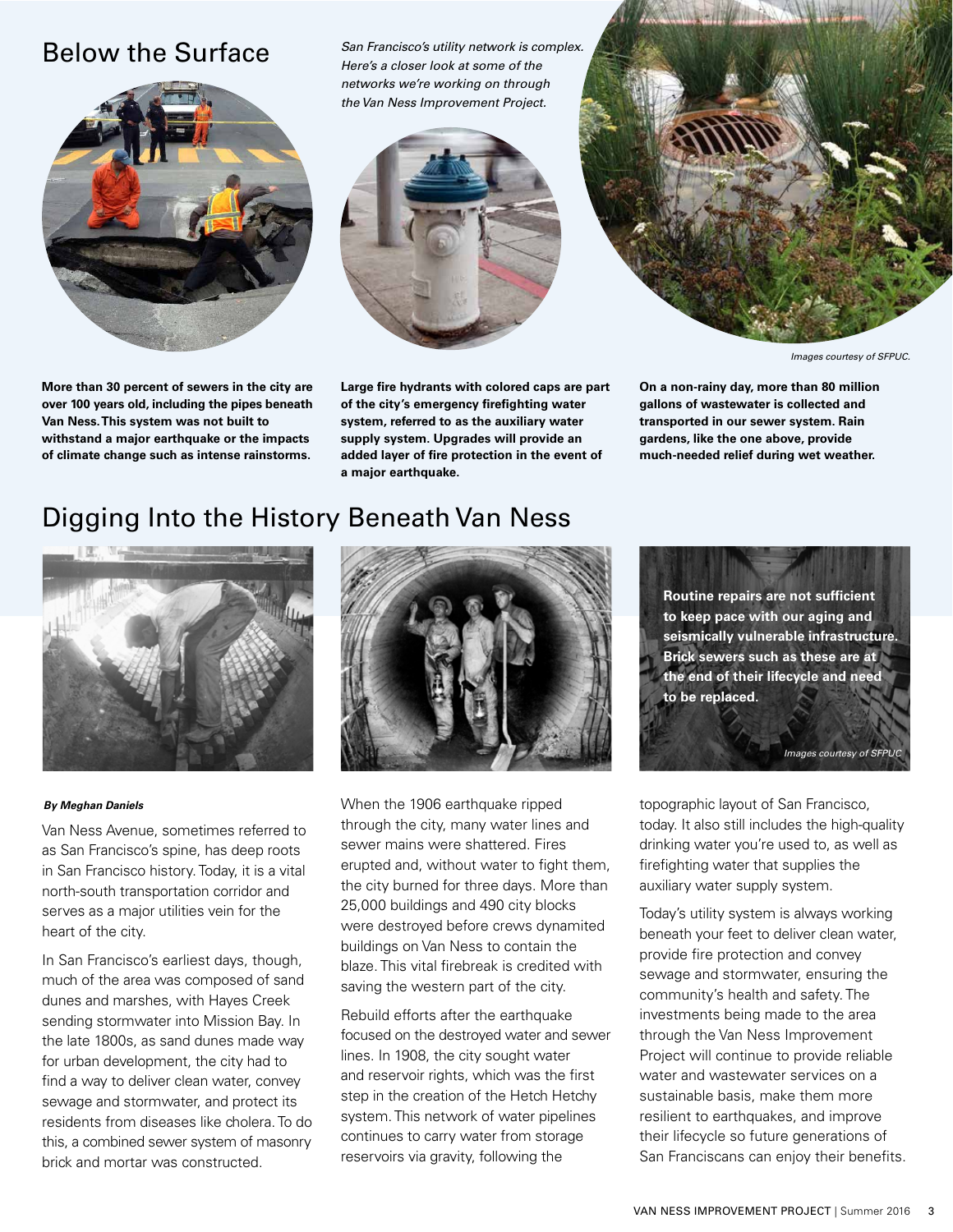## Below the Surface

*San Francisco's utility network is complex. Here's a closer look at some of the networks we're working on through the Van Ness Improvement Project.*

*Images courtesy of SFPUC.*

**More than 30 percent of sewers in the city are over 100 years old, including the pipes beneath Van Ness. This system was not built to withstand a major earthquake or the impacts of climate change such as intense rainstorms.**

**Large fire hydrants with colored caps are part of the city's emergency firefighting water system, referred to as the auxiliary water supply system. Upgrades will provide an added layer of fire protection in the event of a major earthquake.**

**On a non-rainy day, more than 80 million gallons of wastewater is collected and transported in our sewer system. Rain gardens, like the one above, provide much-needed relief during wet weather.**

## Digging Into the History Beneath Van Ness

**Routine repairs are not sufficient to keep pace with our aging and seismically vulnerable infrastructure. Brick sewers such as these are at the end of their lifecycle and need to be replaced.**

*Images courtesy of SFPUC*

***By Meghan Daniels***

Van Ness Avenue, sometimes referred to as San Francisco's spine, has deep roots in San Francisco history. Today, it is a vital north-south transportation corridor and serves as a major utilities vein for the heart of the city.

In San Francisco's earliest days, though, much of the area was composed of sand dunes and marshes, with Hayes Creek sending stormwater into Mission Bay. In the late 1800s, as sand dunes made way for urban development, the city had to find a way to deliver clean water, convey sewage and stormwater, and protect its residents from diseases like cholera. To do this, a combined sewer system of masonry brick and mortar was constructed.

When the 1906 earthquake ripped through the city, many water lines and sewer mains were shattered. Fires erupted and, without water to fight them, the city burned for three days. More than 25,000 buildings and 490 city blocks were destroyed before crews dynamited buildings on Van Ness to contain the blaze. This vital firebreak is credited with saving the western part of the city.

Rebuild efforts after the earthquake focused on the destroyed water and sewer lines. In 1908, the city sought water and reservoir rights, which was the first step in the creation of the Hetch Hetchy system. This network of water pipelines continues to carry water from storage reservoirs via gravity, following the topographic layout of San Francisco, today. It also still includes the high-quality drinking water you're used to, as well as firefighting water that supplies the auxiliary water supply system.

Today's utility system is always working beneath your feet to deliver clean water, provide fire protection and convey sewage and stormwater, ensuring the community's health and safety. The investments being made to the area through the Van Ness Improvement Project will continue to provide reliable water and wastewater services on a sustainable basis, make them more resilient to earthquakes, and improve their lifecycle so future generations of San Franciscans can enjoy their benefits.